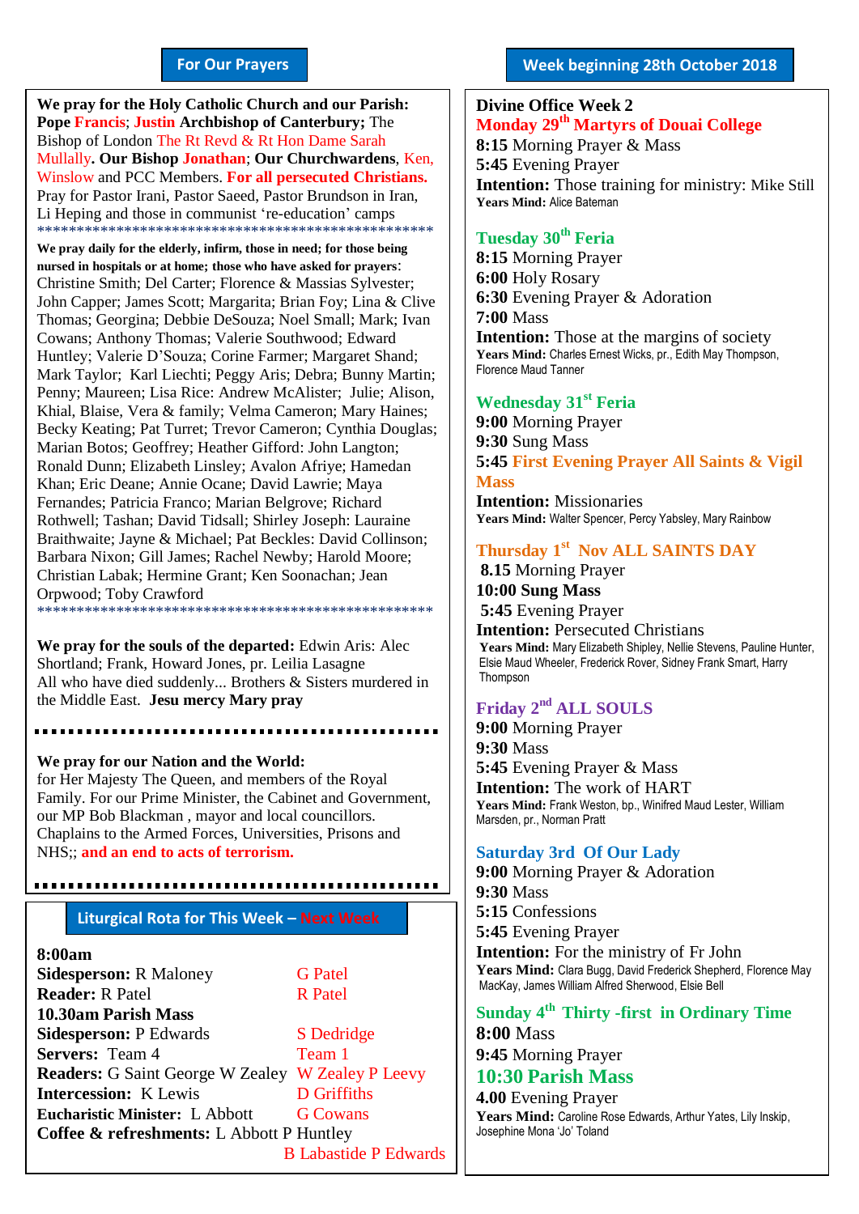## For Our Prayers

**We pray for the Holy Catholic Church and our Parish:** **Pope Francis**; **Justin Archbishop of Canterbury;** The Bishop of London The Rt Revd & Rt Hon Dame Sarah Mullally**. Our Bishop Jonathan**; **Our Churchwardens**, Ken, Winslow and PCC Members. **For all persecuted Christians.** Pray for Pastor Irani, Pastor Saeed, Pastor Brundson in Iran, Li Heping and those in communist 're-education' camps

\*\*\*\*\*\*\*\*\*\*\*\*\*\*\*\*\*\*\*\*\*\*\*\*\*\*\*\*\*\*\*\*\*\*\*\*\*\*\*\*\*\*\*\*\*\*\*\*\*\*\*\*

**We pray daily for the elderly, infirm, those in need; for those being nursed in hospitals or at home; those who have asked for prayers**: Christine Smith; Del Carter; Florence & Massias Sylvester; John Capper; James Scott; Margarita; Brian Foy; Lina & Clive Thomas; Georgina; Debbie DeSouza; Noel Small; Mark; Ivan Cowans; Anthony Thomas; Valerie Southwood; Edward Huntley; Valerie D'Souza; Corine Farmer; Margaret Shand; Mark Taylor; Karl Liechti; Peggy Aris; Debra; Bunny Martin; Penny; Maureen; Lisa Rice: Andrew McAlister; Julie; Alison, Khial, Blaise, Vera & family; Velma Cameron; Mary Haines; Becky Keating; Pat Turret; Trevor Cameron; Cynthia Douglas; Marian Botos; Geoffrey; Heather Gifford: John Langton; Ronald Dunn; Elizabeth Linsley; Avalon Afriye; Hamedan Khan; Eric Deane; Annie Ocane; David Lawrie; Maya Fernandes; Patricia Franco; Marian Belgrove; Richard Rothwell; Tashan; David Tidsall; Shirley Joseph: Lauraine Braithwaite; Jayne & Michael; Pat Beckles: David Collinson; Barbara Nixon; Gill James; Rachel Newby; Harold Moore; Christian Labak; Hermine Grant; Ken Soonachan; Jean Orpwood; Toby Crawford

\*\*\*\*\*\*\*\*\*\*\*\*\*\*\*\*\*\*\*\*\*\*\*\*\*\*\*\*\*\*\*\*\*\*\*\*\*\*\*\*\*\*\*\*\*\*\*\*\*\*\*\*

**We pray for the souls of the departed:** Edwin Aris: Alec Shortland; Frank, Howard Jones, pr. Leilia Lasagne
All who have died suddenly... Brothers & Sisters murdered in the Middle East. **Jesu mercy Mary pray**

**We pray for our Nation and the World:**
for Her Majesty The Queen, and members of the Royal Family. For our Prime Minister, the Cabinet and Government, our MP Bob Blackman , mayor and local councillors. Chaplains to the Armed Forces, Universities, Prisons and NHS;; **and an end to acts of terrorism.**

## Liturgical Rota for This Week – Next Week

| | This Week | Next Week |
|---|---|---|
| **8:00am** | | |
| **Sidesperson:** | R Maloney | G Patel |
| **Reader:** | R Patel | R Patel |
| **10.30am Parish Mass** | | |
| **Sidesperson:** | P Edwards | S Dedridge |
| **Servers:** | Team 4 | Team 1 |
| **Readers:** | G Saint George W Zealey | W Zealey P Leevy |
| **Intercession:** | K Lewis | D Griffiths |
| **Eucharistic Minister:** | L Abbott | G Cowans |
| **Coffee & refreshments:** | L Abbott P Huntley | B Labastide P Edwards |

## Week beginning 28th October 2018

**Divine Office Week 2**

**Monday 29th Martyrs of Douai College**
**8:15** Morning Prayer & Mass
**5:45** Evening Prayer
**Intention:** Those training for ministry: Mike Still
**Years Mind:** Alice Bateman

**Tuesday 30th Feria**
**8:15** Morning Prayer
**6:00** Holy Rosary
**6:30** Evening Prayer & Adoration
**7:00** Mass
**Intention:** Those at the margins of society
**Years Mind:** Charles Ernest Wicks, pr., Edith May Thompson, Florence Maud Tanner

**Wednesday 31st Feria**
**9:00** Morning Prayer
**9:30** Sung Mass
**5:45** First Evening Prayer All Saints & Vigil Mass
**Intention:** Missionaries
**Years Mind:** Walter Spencer, Percy Yabsley, Mary Rainbow

**Thursday 1st Nov ALL SAINTS DAY**
**8.15** Morning Prayer
**10:00 Sung Mass**
**5:45** Evening Prayer
**Intention:** Persecuted Christians
**Years Mind:** Mary Elizabeth Shipley, Nellie Stevens, Pauline Hunter, Elsie Maud Wheeler, Frederick Rover, Sidney Frank Smart, Harry Thompson

**Friday 2nd ALL SOULS**
**9:00** Morning Prayer
**9:30** Mass
**5:45** Evening Prayer & Mass
**Intention:** The work of HART
**Years Mind:** Frank Weston, bp., Winifred Maud Lester, William Marsden, pr., Norman Pratt

**Saturday 3rd Of Our Lady**
**9:00** Morning Prayer & Adoration
**9:30** Mass
**5:15** Confessions
**5:45** Evening Prayer
**Intention:** For the ministry of Fr John
**Years Mind:** Clara Bugg, David Frederick Shepherd, Florence May MacKay, James William Alfred Sherwood, Elsie Bell

**Sunday 4th Thirty -first in Ordinary Time**
**8:00** Mass
**9:45** Morning Prayer
**10:30 Parish Mass**
**4.00** Evening Prayer
**Years Mind:** Caroline Rose Edwards, Arthur Yates, Lily Inskip, Josephine Mona 'Jo' Toland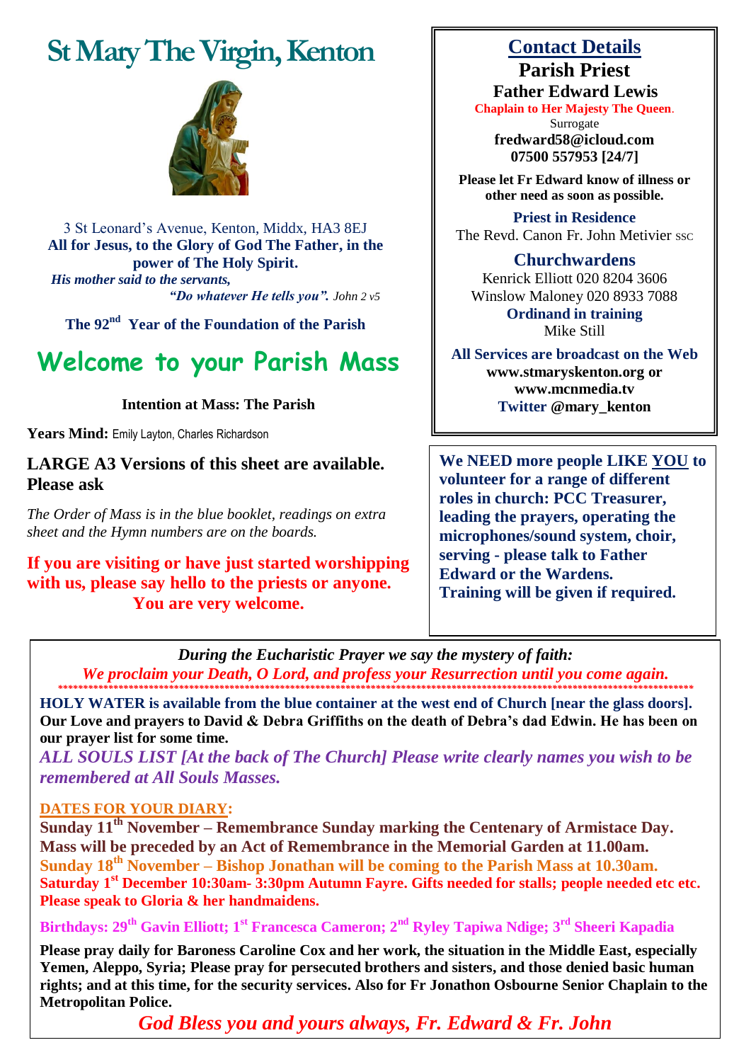# St Mary The Virgin, Kenton

3 St Leonard's Avenue, Kenton, Middx, HA3 8EJ

**All for Jesus, to the Glory of God The Father, in the power of The Holy Spirit.**

***His mother said to the servants,***

***"Do whatever He tells you".*** *John 2 v5*

**The 92nd Year of the Foundation of the Parish**

## Welcome to your Parish Mass

**Intention at Mass: The Parish**

**Years Mind:** Emily Layton, Charles Richardson

**LARGE A3 Versions of this sheet are available. Please ask**

*The Order of Mass is in the blue booklet, readings on extra sheet and the Hymn numbers are on the boards.*

**If you are visiting or have just started worshipping with us, please say hello to the priests or anyone. You are very welcome.**

## Contact Details

**Parish Priest**

**Father Edward Lewis**

**Chaplain to Her Majesty The Queen.**

Surrogate

**fredward58@icloud.com**

**07500 557953 [24/7]**

**Please let Fr Edward know of illness or other need as soon as possible.**

**Priest in Residence**

The Revd. Canon Fr. John Metivier SSC

**Churchwardens**

Kenrick Elliott 020 8204 3606

Winslow Maloney 020 8933 7088

**Ordinand in training**

Mike Still

**All Services are broadcast on the Web**

**www.stmaryskenton.org or**

**www.mcnmedia.tv**

**Twitter @mary_kenton**

**We NEED more people LIKE YOU to volunteer for a range of different roles in church: PCC Treasurer, leading the prayers, operating the microphones/sound system, choir, serving - please talk to Father Edward or the Wardens. Training will be given if required.**

*During the Eucharistic Prayer we say the mystery of faith:*

*We proclaim your Death, O Lord, and profess your Resurrection until you come again.*

**HOLY WATER is available from the blue container at the west end of Church [near the glass doors].**

**Our Love and prayers to David & Debra Griffiths on the death of Debra's dad Edwin. He has been on our prayer list for some time.**

*ALL SOULS LIST [At the back of The Church] Please write clearly names you wish to be remembered at All Souls Masses.*

**DATES FOR YOUR DIARY:**

**Sunday 11th November – Remembrance Sunday marking the Centenary of Armistace Day. Mass will be preceded by an Act of Remembrance in the Memorial Garden at 11.00am.**

**Sunday 18th November – Bishop Jonathan will be coming to the Parish Mass at 10.30am.**

**Saturday 1st December 10:30am- 3:30pm Autumn Fayre. Gifts needed for stalls; people needed etc etc. Please speak to Gloria & her handmaidens.**

**Birthdays: 29th Gavin Elliott; 1st Francesca Cameron; 2nd Ryley Tapiwa Ndige; 3rd Sheeri Kapadia**

**Please pray daily for Baroness Caroline Cox and her work, the situation in the Middle East, especially Yemen, Aleppo, Syria; Please pray for persecuted brothers and sisters, and those denied basic human rights; and at this time, for the security services. Also for Fr Jonathon Osbourne Senior Chaplain to the Metropolitan Police.**

***God Bless you and yours always, Fr. Edward & Fr. John***